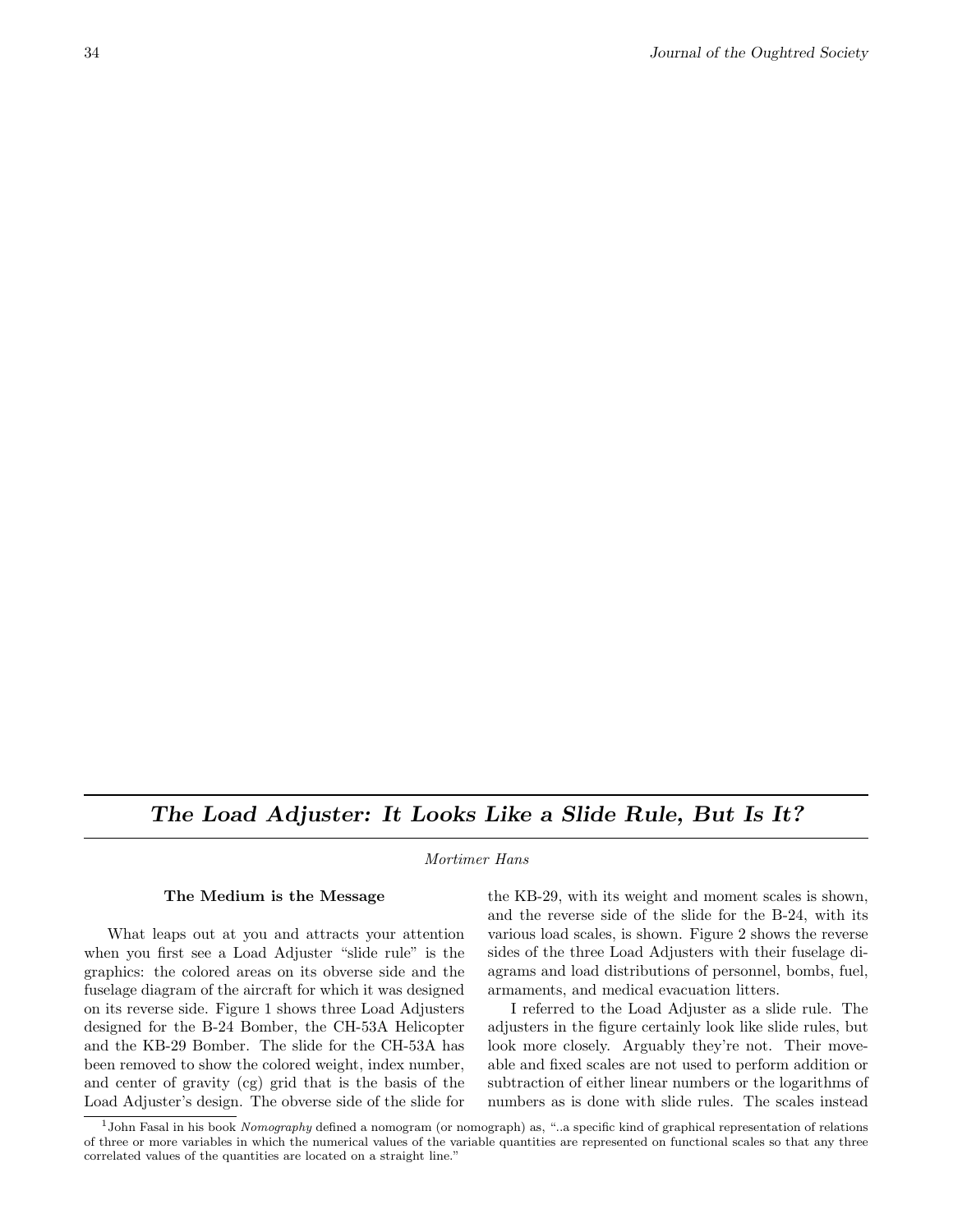# *The Load Adjuster: It Looks Like a Slide Rule, But Is It?*

*Mortimer Hans*

### The Medium is the Message

What leaps out at you and attracts your attention when you first see a Load Adjuster "slide rule" is the graphics: the colored areas on its obverse side and the fuselage diagram of the aircraft for which it was designed on its reverse side. Figure 1 shows three Load Adjusters designed for the B-24 Bomber, the CH-53A Helicopter and the KB-29 Bomber. The slide for the CH-53A has been removed to show the colored weight, index number, and center of gravity (cg) grid that is the basis of the Load Adjuster's design. The obverse side of the slide for the KB-29, with its weight and moment scales is shown, and the reverse side of the slide for the B-24, with its various load scales, is shown. Figure 2 shows the reverse sides of the three Load Adjusters with their fuselage diagrams and load distributions of personnel, bombs, fuel, armaments, and medical evacuation litters.

I referred to the Load Adjuster as a slide rule. The adjusters in the figure certainly look like slide rules, but look more closely. Arguably they're not. Their moveable and fixed scales are not used to perform addition or subtraction of either linear numbers or the logarithms of numbers as is done with slide rules. The scales instead

[1] John Fasal in his book *Nomography* defined a nomogram (or nomograph) as, "..a specific kind of graphical representation of relations of three or more variables in which the numerical values of the variable quantities are represented on functional scales so that any three correlated values of the quantities are located on a straight line."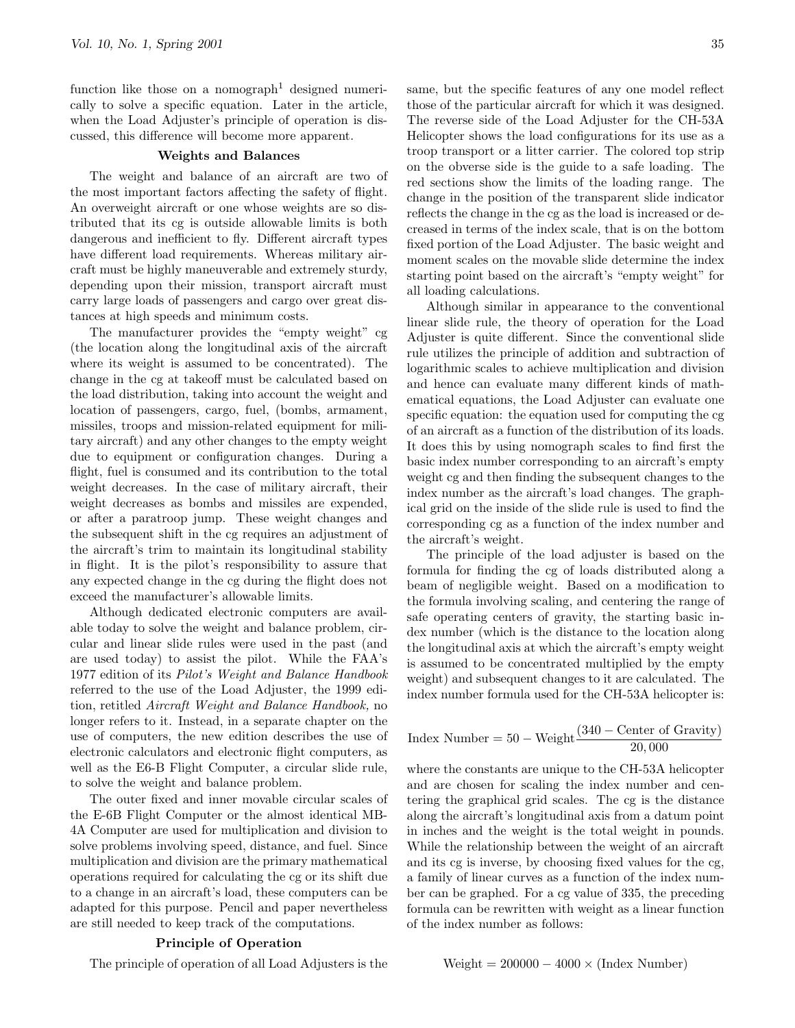function like those on a nomograph[1] designed numerically to solve a specific equation. Later in the article, when the Load Adjuster's principle of operation is discussed, this difference will become more apparent.

## Weights and Balances

The weight and balance of an aircraft are two of the most important factors affecting the safety of flight. An overweight aircraft or one whose weights are so distributed that its cg is outside allowable limits is both dangerous and inefficient to fly. Different aircraft types have different load requirements. Whereas military aircraft must be highly maneuverable and extremely sturdy, depending upon their mission, transport aircraft must carry large loads of passengers and cargo over great distances at high speeds and minimum costs.

The manufacturer provides the "empty weight" cg (the location along the longitudinal axis of the aircraft where its weight is assumed to be concentrated). The change in the cg at takeoff must be calculated based on the load distribution, taking into account the weight and location of passengers, cargo, fuel, (bombs, armament, missiles, troops and mission-related equipment for military aircraft) and any other changes to the empty weight due to equipment or configuration changes. During a flight, fuel is consumed and its contribution to the total weight decreases. In the case of military aircraft, their weight decreases as bombs and missiles are expended, or after a paratroop jump. These weight changes and the subsequent shift in the cg requires an adjustment of the aircraft's trim to maintain its longitudinal stability in flight. It is the pilot's responsibility to assure that any expected change in the cg during the flight does not exceed the manufacturer's allowable limits.

Although dedicated electronic computers are available today to solve the weight and balance problem, circular and linear slide rules were used in the past (and are used today) to assist the pilot. While the FAA's 1977 edition of its *Pilot's Weight and Balance Handbook* referred to the use of the Load Adjuster, the 1999 edition, retitled *Aircraft Weight and Balance Handbook,* no longer refers to it. Instead, in a separate chapter on the use of computers, the new edition describes the use of electronic calculators and electronic flight computers, as well as the E6-B Flight Computer, a circular slide rule, to solve the weight and balance problem.

The outer fixed and inner movable circular scales of the E-6B Flight Computer or the almost identical MB-4A Computer are used for multiplication and division to solve problems involving speed, distance, and fuel. Since multiplication and division are the primary mathematical operations required for calculating the cg or its shift due to a change in an aircraft's load, these computers can be adapted for this purpose. Pencil and paper nevertheless are still needed to keep track of the computations.

## Principle of Operation

The principle of operation of all Load Adjusters is the same, but the specific features of any one model reflect those of the particular aircraft for which it was designed. The reverse side of the Load Adjuster for the CH-53A Helicopter shows the load configurations for its use as a troop transport or a litter carrier. The colored top strip on the obverse side is the guide to a safe loading. The red sections show the limits of the loading range. The change in the position of the transparent slide indicator reflects the change in the cg as the load is increased or decreased in terms of the index scale, that is on the bottom fixed portion of the Load Adjuster. The basic weight and moment scales on the movable slide determine the index starting point based on the aircraft's "empty weight" for all loading calculations.

Although similar in appearance to the conventional linear slide rule, the theory of operation for the Load Adjuster is quite different. Since the conventional slide rule utilizes the principle of addition and subtraction of logarithmic scales to achieve multiplication and division and hence can evaluate many different kinds of mathematical equations, the Load Adjuster can evaluate one specific equation: the equation used for computing the cg of an aircraft as a function of the distribution of its loads. It does this by using nomograph scales to find first the basic index number corresponding to an aircraft's empty weight cg and then finding the subsequent changes to the index number as the aircraft's load changes. The graphical grid on the inside of the slide rule is used to find the corresponding cg as a function of the index number and the aircraft's weight.

The principle of the load adjuster is based on the formula for finding the cg of loads distributed along a beam of negligible weight. Based on a modification to the formula involving scaling, and centering the range of safe operating centers of gravity, the starting basic index number (which is the distance to the location along the longitudinal axis at which the aircraft's empty weight is assumed to be concentrated multiplied by the empty weight) and subsequent changes to it are calculated. The index number formula used for the CH-53A helicopter is:

$$\text{Index Number} = 50 - \text{Weight}\frac{(340 - \text{Center of Gravity})}{20,000}$$

where the constants are unique to the CH-53A helicopter and are chosen for scaling the index number and centering the graphical grid scales. The cg is the distance along the aircraft's longitudinal axis from a datum point in inches and the weight is the total weight in pounds. While the relationship between the weight of an aircraft and its cg is inverse, by choosing fixed values for the cg, a family of linear curves as a function of the index number can be graphed. For a cg value of 335, the preceding formula can be rewritten with weight as a linear function of the index number as follows:

$$\text{Weight} = 200000 - 4000 \times (\text{Index Number})$$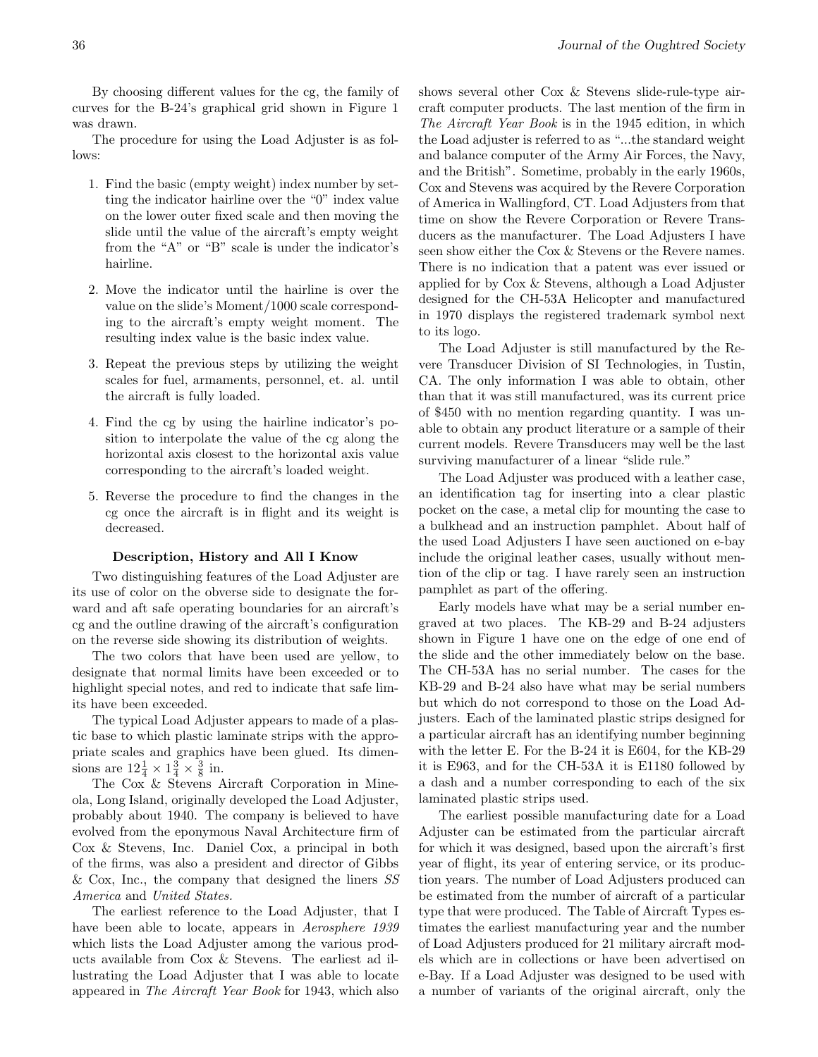By choosing different values for the cg, the family of curves for the B-24's graphical grid shown in Figure 1 was drawn.

The procedure for using the Load Adjuster is as follows:

1. Find the basic (empty weight) index number by setting the indicator hairline over the "0" index value on the lower outer fixed scale and then moving the slide until the value of the aircraft's empty weight from the "A" or "B" scale is under the indicator's hairline.

2. Move the indicator until the hairline is over the value on the slide's Moment/1000 scale corresponding to the aircraft's empty weight moment. The resulting index value is the basic index value.

3. Repeat the previous steps by utilizing the weight scales for fuel, armaments, personnel, et. al. until the aircraft is fully loaded.

4. Find the cg by using the hairline indicator's position to interpolate the value of the cg along the horizontal axis closest to the horizontal axis value corresponding to the aircraft's loaded weight.

5. Reverse the procedure to find the changes in the cg once the aircraft is in flight and its weight is decreased.

### Description, History and All I Know

Two distinguishing features of the Load Adjuster are its use of color on the obverse side to designate the forward and aft safe operating boundaries for an aircraft's cg and the outline drawing of the aircraft's configuration on the reverse side showing its distribution of weights.

The two colors that have been used are yellow, to designate that normal limits have been exceeded or to highlight special notes, and red to indicate that safe limits have been exceeded.

The typical Load Adjuster appears to made of a plastic base to which plastic laminate strips with the appropriate scales and graphics have been glued. Its dimensions are $12\frac{1}{4} \times 1\frac{3}{4} \times \frac{3}{8}$ in.

The Cox & Stevens Aircraft Corporation in Mineola, Long Island, originally developed the Load Adjuster, probably about 1940. The company is believed to have evolved from the eponymous Naval Architecture firm of Cox & Stevens, Inc. Daniel Cox, a principal in both of the firms, was also a president and director of Gibbs & Cox, Inc., the company that designed the liners *SS America* and *United States*.

The earliest reference to the Load Adjuster, that I have been able to locate, appears in *Aerosphere 1939* which lists the Load Adjuster among the various products available from Cox & Stevens. The earliest ad illustrating the Load Adjuster that I was able to locate appeared in *The Aircraft Year Book* for 1943, which also shows several other Cox & Stevens slide-rule-type aircraft computer products. The last mention of the firm in *The Aircraft Year Book* is in the 1945 edition, in which the Load adjuster is referred to as "...the standard weight and balance computer of the Army Air Forces, the Navy, and the British". Sometime, probably in the early 1960s, Cox and Stevens was acquired by the Revere Corporation of America in Wallingford, CT. Load Adjusters from that time on show the Revere Corporation or Revere Transducers as the manufacturer. The Load Adjusters I have seen show either the Cox & Stevens or the Revere names. There is no indication that a patent was ever issued or applied for by Cox & Stevens, although a Load Adjuster designed for the CH-53A Helicopter and manufactured in 1970 displays the registered trademark symbol next to its logo.

The Load Adjuster is still manufactured by the Revere Transducer Division of SI Technologies, in Tustin, CA. The only information I was able to obtain, other than that it was still manufactured, was its current price of $450 with no mention regarding quantity. I was unable to obtain any product literature or a sample of their current models. Revere Transducers may well be the last surviving manufacturer of a linear "slide rule."

The Load Adjuster was produced with a leather case, an identification tag for inserting into a clear plastic pocket on the case, a metal clip for mounting the case to a bulkhead and an instruction pamphlet. About half of the used Load Adjusters I have seen auctioned on e-bay include the original leather cases, usually without mention of the clip or tag. I have rarely seen an instruction pamphlet as part of the offering.

Early models have what may be a serial number engraved at two places. The KB-29 and B-24 adjusters shown in Figure 1 have one on the edge of one end of the slide and the other immediately below on the base. The CH-53A has no serial number. The cases for the KB-29 and B-24 also have what may be serial numbers but which do not correspond to those on the Load Adjusters. Each of the laminated plastic strips designed for a particular aircraft has an identifying number beginning with the letter E. For the B-24 it is E604, for the KB-29 it is E963, and for the CH-53A it is E1180 followed by a dash and a number corresponding to each of the six laminated plastic strips used.

The earliest possible manufacturing date for a Load Adjuster can be estimated from the particular aircraft for which it was designed, based upon the aircraft's first year of flight, its year of entering service, or its production years. The number of Load Adjusters produced can be estimated from the number of aircraft of a particular type that were produced. The Table of Aircraft Types estimates the earliest manufacturing year and the number of Load Adjusters produced for 21 military aircraft models which are in collections or have been advertised on e-Bay. If a Load Adjuster was designed to be used with a number of variants of the original aircraft, only the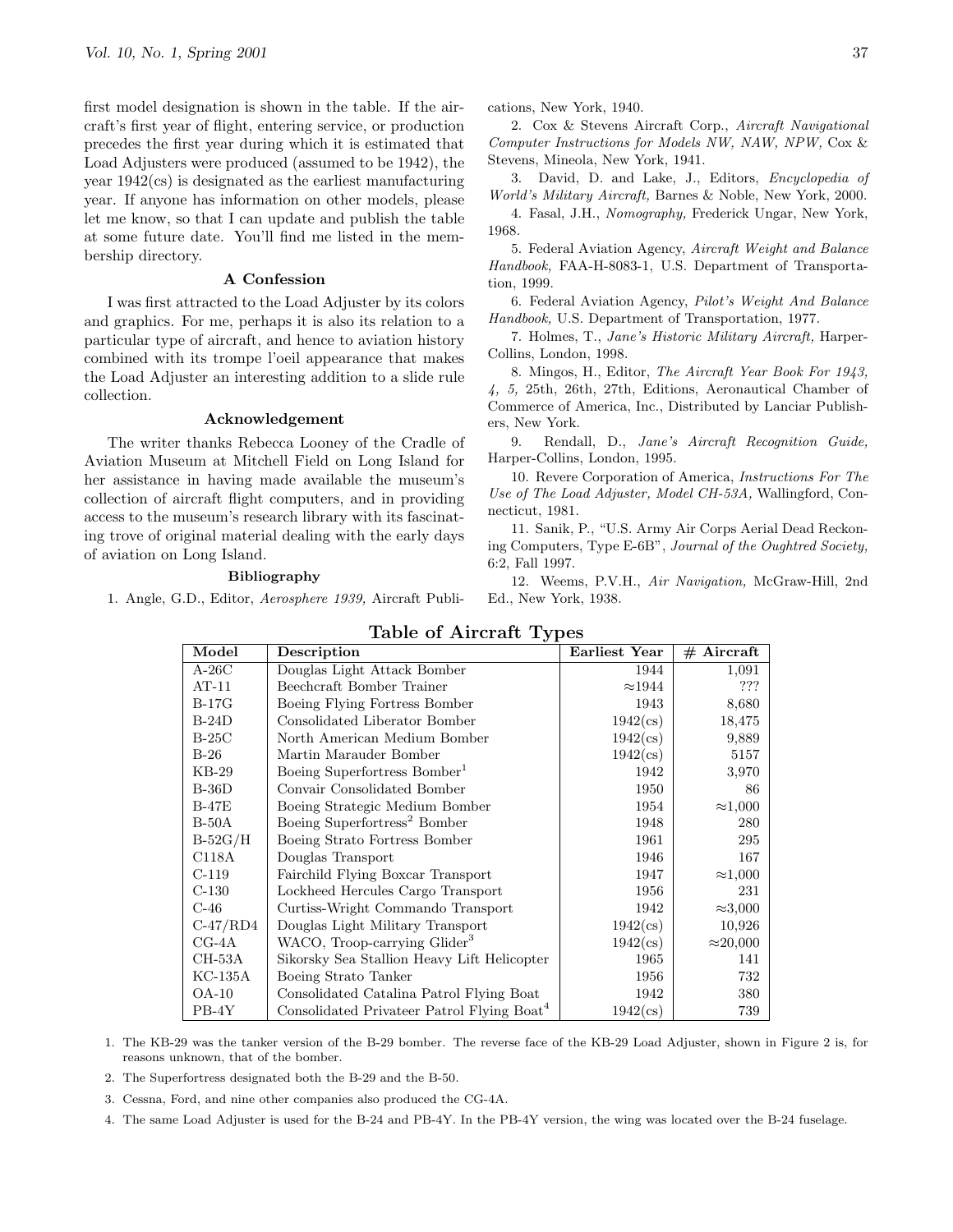first model designation is shown in the table. If the aircraft's first year of flight, entering service, or production precedes the first year during which it is estimated that Load Adjusters were produced (assumed to be 1942), the year 1942(cs) is designated as the earliest manufacturing year. If anyone has information on other models, please let me know, so that I can update and publish the table at some future date. You'll find me listed in the membership directory.

### A Confession

I was first attracted to the Load Adjuster by its colors and graphics. For me, perhaps it is also its relation to a particular type of aircraft, and hence to aviation history combined with its trompe l'oeil appearance that makes the Load Adjuster an interesting addition to a slide rule collection.

### Acknowledgement

The writer thanks Rebecca Looney of the Cradle of Aviation Museum at Mitchell Field on Long Island for her assistance in having made available the museum's collection of aircraft flight computers, and in providing access to the museum's research library with its fascinating trove of original material dealing with the early days of aviation on Long Island.

### Bibliography

1. Angle, G.D., Editor, *Aerosphere 1939,* Aircraft Publications, New York, 1940.

2. Cox & Stevens Aircraft Corp., *Aircraft Navigational Computer Instructions for Models NW, NAW, NPW,* Cox & Stevens, Mineola, New York, 1941.

3. David, D. and Lake, J., Editors, *Encyclopedia of World's Military Aircraft,* Barnes & Noble, New York, 2000.

4. Fasal, J.H., *Nomography,* Frederick Ungar, New York, 1968.

5. Federal Aviation Agency, *Aircraft Weight and Balance Handbook,* FAA-H-8083-1, U.S. Department of Transportation, 1999.

6. Federal Aviation Agency, *Pilot's Weight And Balance Handbook,* U.S. Department of Transportation, 1977.

7. Holmes, T., *Jane's Historic Military Aircraft,* Harper-Collins, London, 1998.

8. Mingos, H., Editor, *The Aircraft Year Book For 1943, 4, 5,* 25th, 26th, 27th, Editions, Aeronautical Chamber of Commerce of America, Inc., Distributed by Lanciar Publishers, New York.

9. Rendall, D., *Jane's Aircraft Recognition Guide,* Harper-Collins, London, 1995.

10. Revere Corporation of America, *Instructions For The Use of The Load Adjuster, Model CH-53A,* Wallingford, Connecticut, 1981.

11. Sanik, P., "U.S. Army Air Corps Aerial Dead Reckoning Computers, Type E-6B", *Journal of the Oughtred Society,* 6:2, Fall 1997.

12. Weems, P.V.H., *Air Navigation,* McGraw-Hill, 2nd Ed., New York, 1938.

### Table of Aircraft Types

| Model | Description | Earliest Year | # Aircraft |
|---|---|---|---|
| A-26C | Douglas Light Attack Bomber | 1944 | 1,091 |
| AT-11 | Beechcraft Bomber Trainer | ≈1944 | ??? |
| B-17G | Boeing Flying Fortress Bomber | 1943 | 8,680 |
| B-24D | Consolidated Liberator Bomber | 1942(cs) | 18,475 |
| B-25C | North American Medium Bomber | 1942(cs) | 9,889 |
| B-26 | Martin Marauder Bomber | 1942(cs) | 5157 |
| KB-29 | Boeing Superfortress Bomber[1] | 1942 | 3,970 |
| B-36D | Convair Consolidated Bomber | 1950 | 86 |
| B-47E | Boeing Strategic Medium Bomber | 1954 | ≈1,000 |
| B-50A | Boeing Superfortress[2] Bomber | 1948 | 280 |
| B-52G/H | Boeing Strato Fortress Bomber | 1961 | 295 |
| C118A | Douglas Transport | 1946 | 167 |
| C-119 | Fairchild Flying Boxcar Transport | 1947 | ≈1,000 |
| C-130 | Lockheed Hercules Cargo Transport | 1956 | 231 |
| C-46 | Curtiss-Wright Commando Transport | 1942 | ≈3,000 |
| C-47/RD4 | Douglas Light Military Transport | 1942(cs) | 10,926 |
| CG-4A | WACO, Troop-carrying Glider[3] | 1942(cs) | ≈20,000 |
| CH-53A | Sikorsky Sea Stallion Heavy Lift Helicopter | 1965 | 141 |
| KC-135A | Boeing Strato Tanker | 1956 | 732 |
| OA-10 | Consolidated Catalina Patrol Flying Boat | 1942 | 380 |
| PB-4Y | Consolidated Privateer Patrol Flying Boat[4] | 1942(cs) | 739 |

1. The KB-29 was the tanker version of the B-29 bomber. The reverse face of the KB-29 Load Adjuster, shown in Figure 2 is, for reasons unknown, that of the bomber.
2. The Superfortress designated both the B-29 and the B-50.
3. Cessna, Ford, and nine other companies also produced the CG-4A.
4. The same Load Adjuster is used for the B-24 and PB-4Y. In the PB-4Y version, the wing was located over the B-24 fuselage.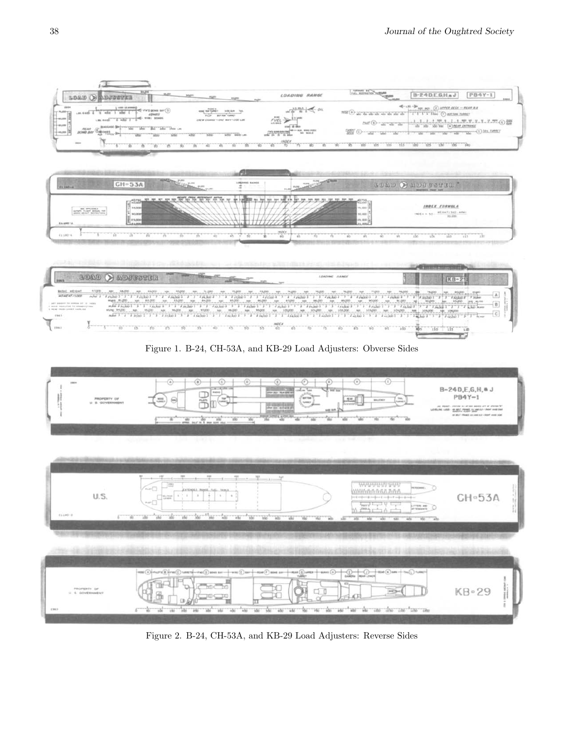Figure 1. B-24, CH-53A, and KB-29 Load Adjusters: Obverse Sides

Figure 2. B-24, CH-53A, and KB-29 Load Adjusters: Reverse Sides